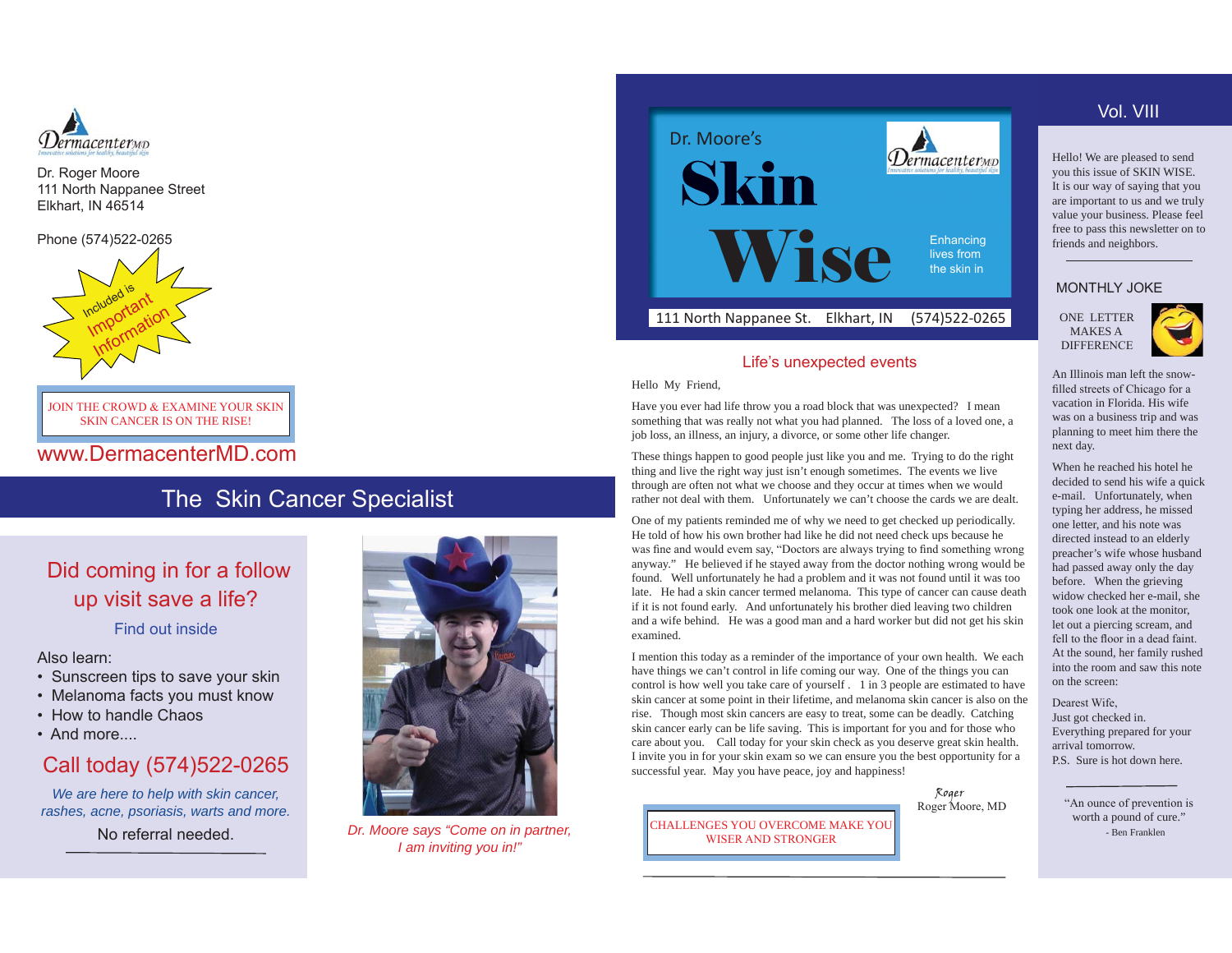Dr. Roger Moore
111 North Nappanee Street
Elkhart, IN 46514

Phone (574)522-0265

Included is Important Information

JOIN THE CROWD & EXAMINE YOUR SKIN
SKIN CANCER IS ON THE RISE!

www.DermacenterMD.com

## The Skin Cancer Specialist

## Did coming in for a follow up visit save a life?

Find out inside

Also learn:

- Sunscreen tips to save your skin
- Melanoma facts you must know
- How to handle Chaos
- And more....

## Call today (574)522-0265

*We are here to help with skin cancer, rashes, acne, psoriasis, warts and more.*

No referral needed.

*Dr. Moore says "Come on in partner, I am inviting you in!"*

# Dr. Moore's Skin Wise

Enhancing lives from the skin in

111 North Nappanee St. Elkhart, IN (574)522-0265

Vol. VIII

## Life's unexpected events

Hello My Friend,

Have you ever had life throw you a road block that was unexpected? I mean something that was really not what you had planned. The loss of a loved one, a job loss, an illness, an injury, a divorce, or some other life changer.

These things happen to good people just like you and me. Trying to do the right thing and live the right way just isn't enough sometimes. The events we live through are often not what we choose and they occur at times when we would rather not deal with them. Unfortunately we can't choose the cards we are dealt.

One of my patients reminded me of why we need to get checked up periodically. He told of how his own brother had like he did not need check ups because he was fine and would evem say, "Doctors are always trying to find something wrong anyway." He believed if he stayed away from the doctor nothing wrong would be found. Well unfortunately he had a problem and it was not found until it was too late. He had a skin cancer termed melanoma. This type of cancer can cause death if it is not found early. And unfortunately his brother died leaving two children and a wife behind. He was a good man and a hard worker but did not get his skin examined.

I mention this today as a reminder of the importance of your own health. We each have things we can't control in life coming our way. One of the things you can control is how well you take care of yourself . 1 in 3 people are estimated to have skin cancer at some point in their lifetime, and melanoma skin cancer is also on the rise. Though most skin cancers are easy to treat, some can be deadly. Catching skin cancer early can be life saving. This is important for you and for those who care about you. Call today for your skin check as you deserve great skin health. I invite you in for your skin exam so we can ensure you the best opportunity for a successful year. May you have peace, joy and happiness!

Roger
Roger Moore, MD

CHALLENGES YOU OVERCOME MAKE YOU WISER AND STRONGER

Hello! We are pleased to send you this issue of SKIN WISE. It is our way of saying that you are important to us and we truly value your business. Please feel free to pass this newsletter on to friends and neighbors.

## MONTHLY JOKE

ONE LETTER MAKES A DIFFERENCE

An Illinois man left the snow-filled streets of Chicago for a vacation in Florida. His wife was on a business trip and was planning to meet him there the next day.

When he reached his hotel he decided to send his wife a quick e-mail. Unfortunately, when typing her address, he missed one letter, and his note was directed instead to an elderly preacher's wife whose husband had passed away only the day before. When the grieving widow checked her e-mail, she took one look at the monitor, let out a piercing scream, and fell to the floor in a dead faint. At the sound, her family rushed into the room and saw this note on the screen:

Dearest Wife,
Just got checked in.
Everything prepared for your arrival tomorrow.
P.S. Sure is hot down here.

"An ounce of prevention is worth a pound of cure."
- Ben Franklen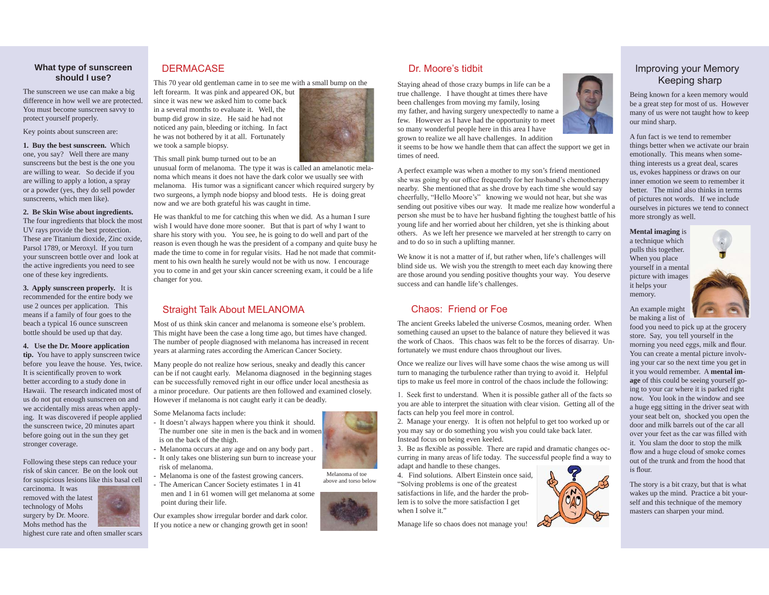## What type of sunscreen should I use?

The sunscreen we use can make a big difference in how well we are protected. You must become sunscreen savvy to protect yourself properly.

Key points about sunscreen are:

**1. Buy the best sunscreen.** Which one, you say? Well there are many sunscreens but the best is the one you are willing to wear. So decide if you are willing to apply a lotion, a spray or a powder (yes, they do sell powder sunscreens, which men like).

**2. Be Skin Wise about ingredients.** The four ingredients that block the most UV rays provide the best protection. These are Titanium dioxide, Zinc oxide, Parsol 1789, or Meroxyl. If you turn your sunscreen bottle over and look at the active ingredients you need to see one of these key ingredients.

**3. Apply sunscreen properly.** It is recommended for the entire body we use 2 ounces per application. This means if a family of four goes to the beach a typical 16 ounce sunscreen bottle should be used up that day.

**4. Use the Dr. Moore application tip.** You have to apply sunscreen twice before you leave the house. Yes, twice. It is scientifically proven to work better according to a study done in Hawaii. The research indicated most of us do not put enough sunscreen on and we accidentally miss areas when applying. It was discovered if people applied the sunscreen twice, 20 minutes apart before going out in the sun they get stronger coverage.

Following these steps can reduce your risk of skin cancer. Be on the look out for suspicious lesions like this basal cell carcinoma. It was removed with the latest technology of Mohs surgery by Dr. Moore. Mohs method has the highest cure rate and often smaller scars

## DERMACASE

This 70 year old gentleman came in to see me with a small bump on the left forearm. It was pink and appeared OK, but since it was new we asked him to come back in a several months to evaluate it. Well, the bump did grow in size. He said he had not noticed any pain, bleeding or itching. In fact he was not bothered by it at all. Fortunately we took a sample biopsy.

This small pink bump turned out to be an unusual form of melanoma. The type it was is called an amelanotic melanoma which means it does not have the dark color we usually see with melanoma. His tumor was a significant cancer which required surgery by two surgeons, a lymph node biopsy and blood tests. He is doing great now and we are both grateful his was caught in time.

He was thankful to me for catching this when we did. As a human I sure wish I would have done more sooner. But that is part of why I want to share his story with you. You see, he is going to do well and part of the reason is even though he was the president of a company and quite busy he made the time to come in for regular visits. Had he not made that commitment to his own health he surely would not be with us now. I encourage you to come in and get your skin cancer screening exam, it could be a life changer for you.

## Straight Talk About MELANOMA

Most of us think skin cancer and melanoma is someone else's problem. This might have been the case a long time ago, but times have changed. The number of people diagnosed with melanoma has increased in recent years at alarming rates according the American Cancer Society.

Many people do not realize how serious, sneaky and deadly this cancer can be if not caught early. Melanoma diagnosed in the beginning stages can be successfully removed right in our office under local anesthesia as a minor procedure. Our patients are then followed and examined closely. However if melanoma is not caught early it can be deadly.

Some Melanoma facts include:

- It doesn't always happen where you think it should. The number one site in men is the back and in women is on the back of the thigh.
- Melanoma occurs at any age and on any body part .
- It only takes one blistering sun burn to increase your risk of melanoma.
- Melanoma is one of the fastest growing cancers.
- The American Cancer Society estimates 1 in 41 men and 1 in 61 women will get melanoma at some point during their life.

Melanoma of toe above and torso below

Our examples show irregular border and dark color. If you notice a new or changing growth get in soon!

## Dr. Moore's tidbit

Staying ahead of those crazy bumps in life can be a true challenge. I have thought at times there have been challenges from moving my family, losing my father, and having surgery unexpectedly to name a few. However as I have had the opportunity to meet so many wonderful people here in this area I have grown to realize we all have challenges. In addition it seems to be how we handle them that can affect the support we get in times of need.

A perfect example was when a mother to my son's friend mentioned she was going by our office frequently for her husband's chemotherapy nearby. She mentioned that as she drove by each time she would say cheerfully, "Hello Moore's" knowing we would not hear, but she was sending out positive vibes our way. It made me realize how wonderful a person she must be to have her husband fighting the toughest battle of his young life and her worried about her children, yet she is thinking about others. As we left her presence we marveled at her strength to carry on and to do so in such a uplifting manner.

We know it is not a matter of if, but rather when, life's challenges will blind side us. We wish you the strength to meet each day knowing there are those around you sending positive thoughts your way. You deserve success and can handle life's challenges.

## Chaos: Friend or Foe

The ancient Greeks labeled the universe Cosmos, meaning order. When something caused an upset to the balance of nature they believed it was the work of Chaos. This chaos was felt to be the forces of disarray. Unfortunately we must endure chaos throughout our lives.

Once we realize our lives will have some chaos the wise among us will turn to managing the turbulence rather than trying to avoid it. Helpful tips to make us feel more in control of the chaos include the following:

1. Seek first to understand. When it is possible gather all of the facts so you are able to interpret the situation with clear vision. Getting all of the facts can help you feel more in control.
2. Manage your energy. It is often not helpful to get too worked up or you may say or do something you wish you could take back later. Instead focus on being even keeled.
3. Be as flexible as possible. There are rapid and dramatic changes occurring in many areas of life today. The successful people find a way to adapt and handle to these changes.
4. Find solutions. Albert Einstein once said, "Solving problems is one of the greatest satisfactions in life, and the harder the problem is to solve the more satisfaction I get when I solve it."

Manage life so chaos does not manage you!

## Improving your Memory Keeping sharp

Being known for a keen memory would be a great step for most of us. However many of us were not taught how to keep our mind sharp.

A fun fact is we tend to remember things better when we activate our brain emotionally. This means when something interests us a great deal, scares us, evokes happiness or draws on our inner emotion we seem to remember it better. The mind also thinks in terms of pictures not words. If we include ourselves in pictures we tend to connect more strongly as well.

**Mental imaging** is a technique which pulls this together. When you place yourself in a mental picture with images it helps your memory.

An example might be making a list of food you need to pick up at the grocery store. Say, you tell yourself in the morning you need eggs, milk and flour. You can create a mental picture involving your car so the next time you get in it you would remember. A **mental image** of this could be seeing yourself going to your car where it is parked right now. You look in the window and see a huge egg sitting in the driver seat with your seat belt on, shocked you open the door and milk barrels out of the car all over your feet as the car was filled with it. You slam the door to stop the milk flow and a huge cloud of smoke comes out of the trunk and from the hood that is flour.

The story is a bit crazy, but that is what wakes up the mind. Practice a bit yourself and this technique of the memory masters can sharpen your mind.